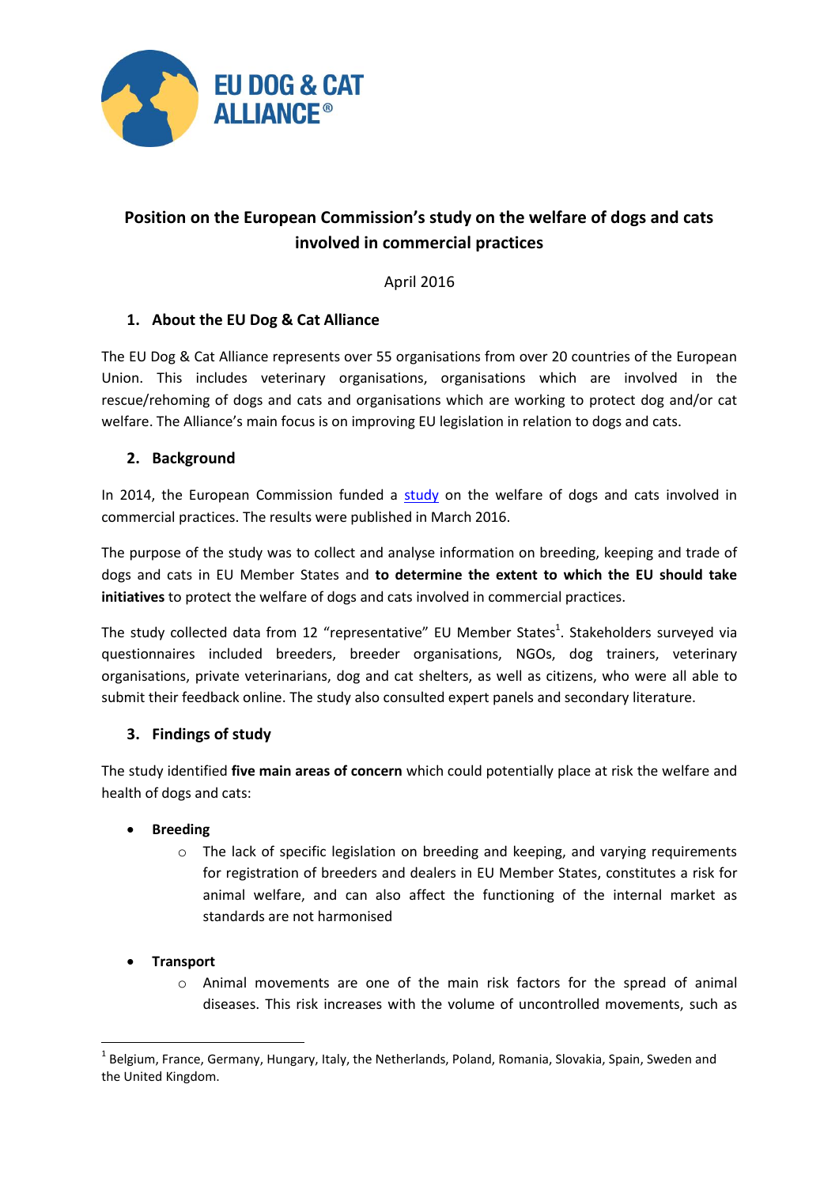EU DOG & CAT ALLIANCE®

# Position on the European Commission's study on the welfare of dogs and cats involved in commercial practices

April 2016

## 1. About the EU Dog & Cat Alliance

The EU Dog & Cat Alliance represents over 55 organisations from over 20 countries of the European Union. This includes veterinary organisations, organisations which are involved in the rescue/rehoming of dogs and cats and organisations which are working to protect dog and/or cat welfare. The Alliance's main focus is on improving EU legislation in relation to dogs and cats.

## 2. Background

In 2014, the European Commission funded a study on the welfare of dogs and cats involved in commercial practices. The results were published in March 2016.

The purpose of the study was to collect and analyse information on breeding, keeping and trade of dogs and cats in EU Member States and **to determine the extent to which the EU should take initiatives** to protect the welfare of dogs and cats involved in commercial practices.

The study collected data from 12 "representative" EU Member States[1]. Stakeholders surveyed via questionnaires included breeders, breeder organisations, NGOs, dog trainers, veterinary organisations, private veterinarians, dog and cat shelters, as well as citizens, who were all able to submit their feedback online. The study also consulted expert panels and secondary literature.

## 3. Findings of study

The study identified **five main areas of concern** which could potentially place at risk the welfare and health of dogs and cats:

- **Breeding**
  - The lack of specific legislation on breeding and keeping, and varying requirements for registration of breeders and dealers in EU Member States, constitutes a risk for animal welfare, and can also affect the functioning of the internal market as standards are not harmonised

- **Transport**
  - Animal movements are one of the main risk factors for the spread of animal diseases. This risk increases with the volume of uncontrolled movements, such as

[1] Belgium, France, Germany, Hungary, Italy, the Netherlands, Poland, Romania, Slovakia, Spain, Sweden and the United Kingdom.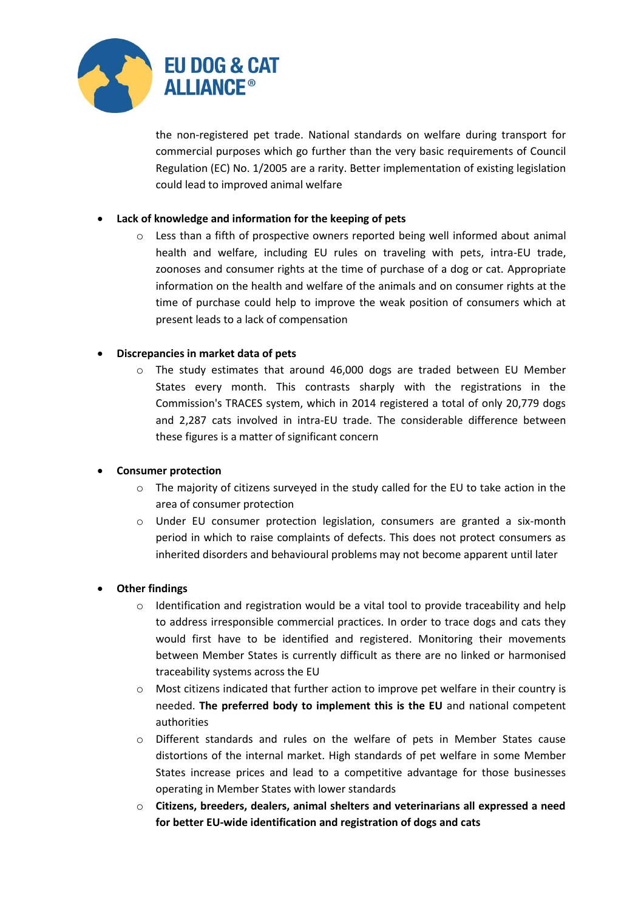the non-registered pet trade. National standards on welfare during transport for commercial purposes which go further than the very basic requirements of Council Regulation (EC) No. 1/2005 are a rarity. Better implementation of existing legislation could lead to improved animal welfare

- **Lack of knowledge and information for the keeping of pets**
  - Less than a fifth of prospective owners reported being well informed about animal health and welfare, including EU rules on traveling with pets, intra-EU trade, zoonoses and consumer rights at the time of purchase of a dog or cat. Appropriate information on the health and welfare of the animals and on consumer rights at the time of purchase could help to improve the weak position of consumers which at present leads to a lack of compensation

- **Discrepancies in market data of pets**
  - The study estimates that around 46,000 dogs are traded between EU Member States every month. This contrasts sharply with the registrations in the Commission's TRACES system, which in 2014 registered a total of only 20,779 dogs and 2,287 cats involved in intra-EU trade. The considerable difference between these figures is a matter of significant concern

- **Consumer protection**
  - The majority of citizens surveyed in the study called for the EU to take action in the area of consumer protection
  - Under EU consumer protection legislation, consumers are granted a six-month period in which to raise complaints of defects. This does not protect consumers as inherited disorders and behavioural problems may not become apparent until later

- **Other findings**
  - Identification and registration would be a vital tool to provide traceability and help to address irresponsible commercial practices. In order to trace dogs and cats they would first have to be identified and registered. Monitoring their movements between Member States is currently difficult as there are no linked or harmonised traceability systems across the EU
  - Most citizens indicated that further action to improve pet welfare in their country is needed. **The preferred body to implement this is the EU** and national competent authorities
  - Different standards and rules on the welfare of pets in Member States cause distortions of the internal market. High standards of pet welfare in some Member States increase prices and lead to a competitive advantage for those businesses operating in Member States with lower standards
  - **Citizens, breeders, dealers, animal shelters and veterinarians all expressed a need for better EU-wide identification and registration of dogs and cats**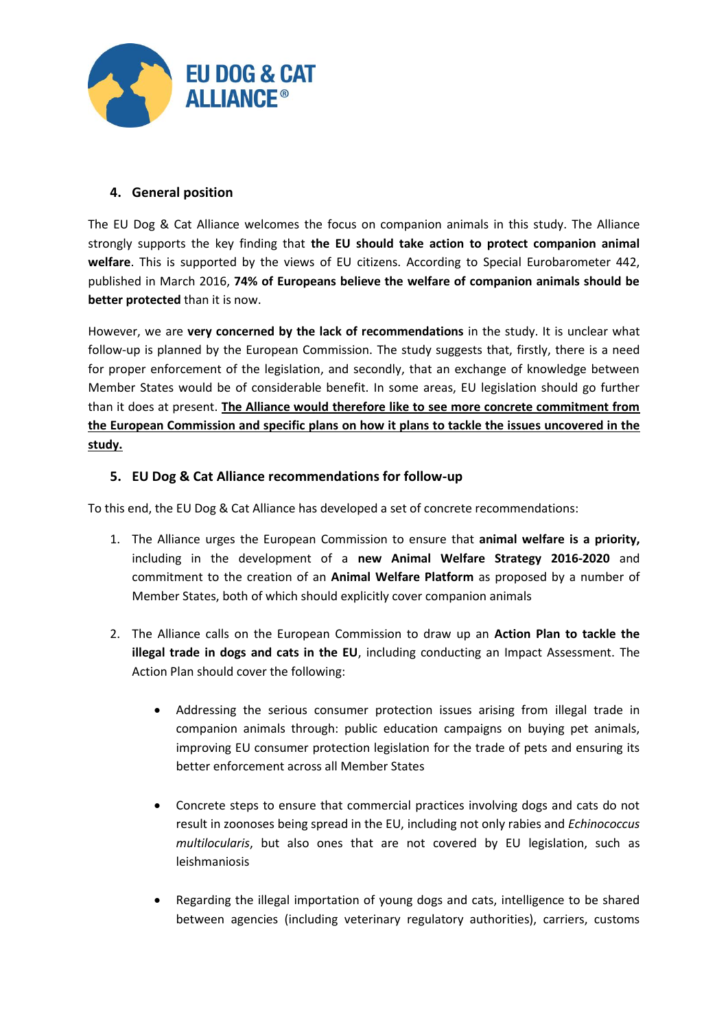## 4. General position

The EU Dog & Cat Alliance welcomes the focus on companion animals in this study. The Alliance strongly supports the key finding that **the EU should take action to protect companion animal welfare**. This is supported by the views of EU citizens. According to Special Eurobarometer 442, published in March 2016, **74% of Europeans believe the welfare of companion animals should be better protected** than it is now.

However, we are **very concerned by the lack of recommendations** in the study. It is unclear what follow-up is planned by the European Commission. The study suggests that, firstly, there is a need for proper enforcement of the legislation, and secondly, that an exchange of knowledge between Member States would be of considerable benefit. In some areas, EU legislation should go further than it does at present. <u>**The Alliance would therefore like to see more concrete commitment from the European Commission and specific plans on how it plans to tackle the issues uncovered in the study.**</u>

## 5. EU Dog & Cat Alliance recommendations for follow-up

To this end, the EU Dog & Cat Alliance has developed a set of concrete recommendations:

1. The Alliance urges the European Commission to ensure that **animal welfare is a priority,** including in the development of a **new Animal Welfare Strategy 2016-2020** and commitment to the creation of an **Animal Welfare Platform** as proposed by a number of Member States, both of which should explicitly cover companion animals

2. The Alliance calls on the European Commission to draw up an **Action Plan to tackle the illegal trade in dogs and cats in the EU**, including conducting an Impact Assessment. The Action Plan should cover the following:

    - Addressing the serious consumer protection issues arising from illegal trade in companion animals through: public education campaigns on buying pet animals, improving EU consumer protection legislation for the trade of pets and ensuring its better enforcement across all Member States

    - Concrete steps to ensure that commercial practices involving dogs and cats do not result in zoonoses being spread in the EU, including not only rabies and *Echinococcus multilocularis*, but also ones that are not covered by EU legislation, such as leishmaniosis

    - Regarding the illegal importation of young dogs and cats, intelligence to be shared between agencies (including veterinary regulatory authorities), carriers, customs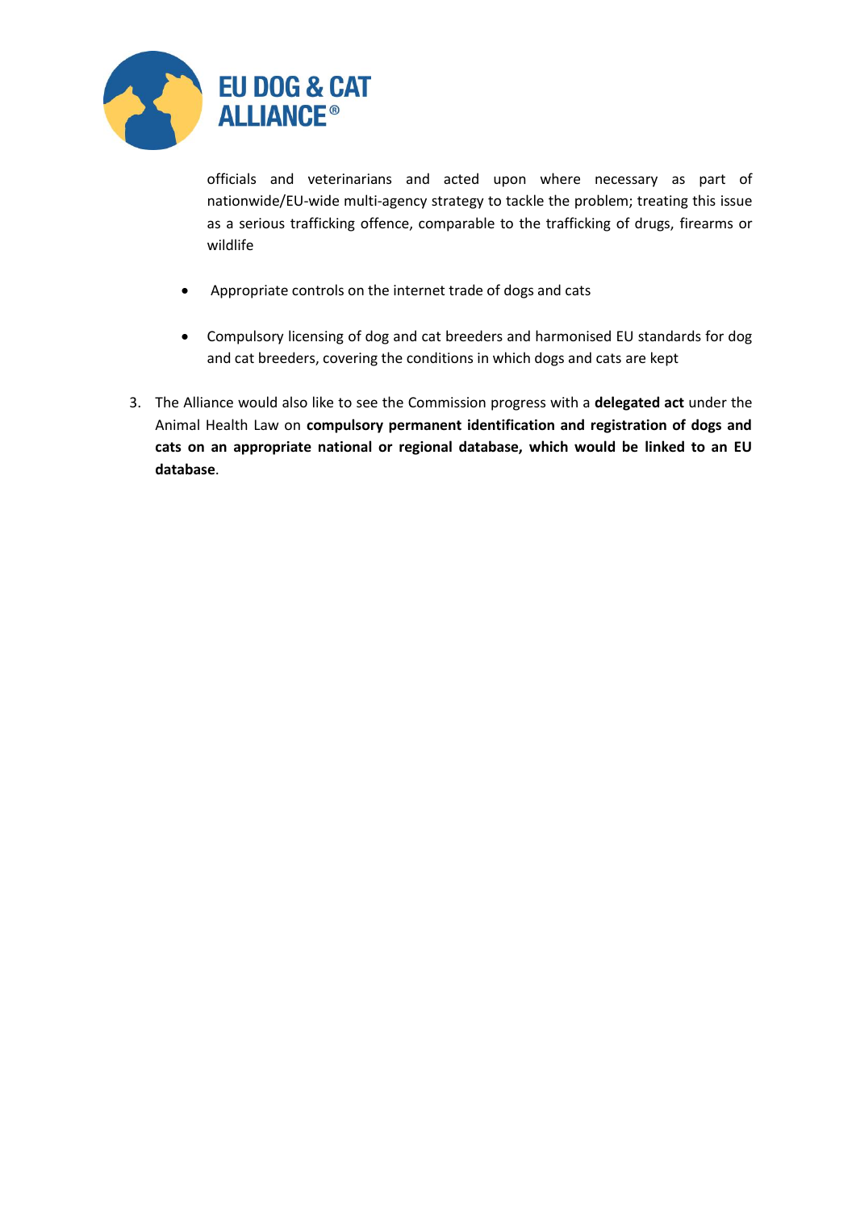officials and veterinarians and acted upon where necessary as part of nationwide/EU-wide multi-agency strategy to tackle the problem; treating this issue as a serious trafficking offence, comparable to the trafficking of drugs, firearms or wildlife

- Appropriate controls on the internet trade of dogs and cats

- Compulsory licensing of dog and cat breeders and harmonised EU standards for dog and cat breeders, covering the conditions in which dogs and cats are kept

3. The Alliance would also like to see the Commission progress with a **delegated act** under the Animal Health Law on **compulsory permanent identification and registration of dogs and cats on an appropriate national or regional database, which would be linked to an EU database**.